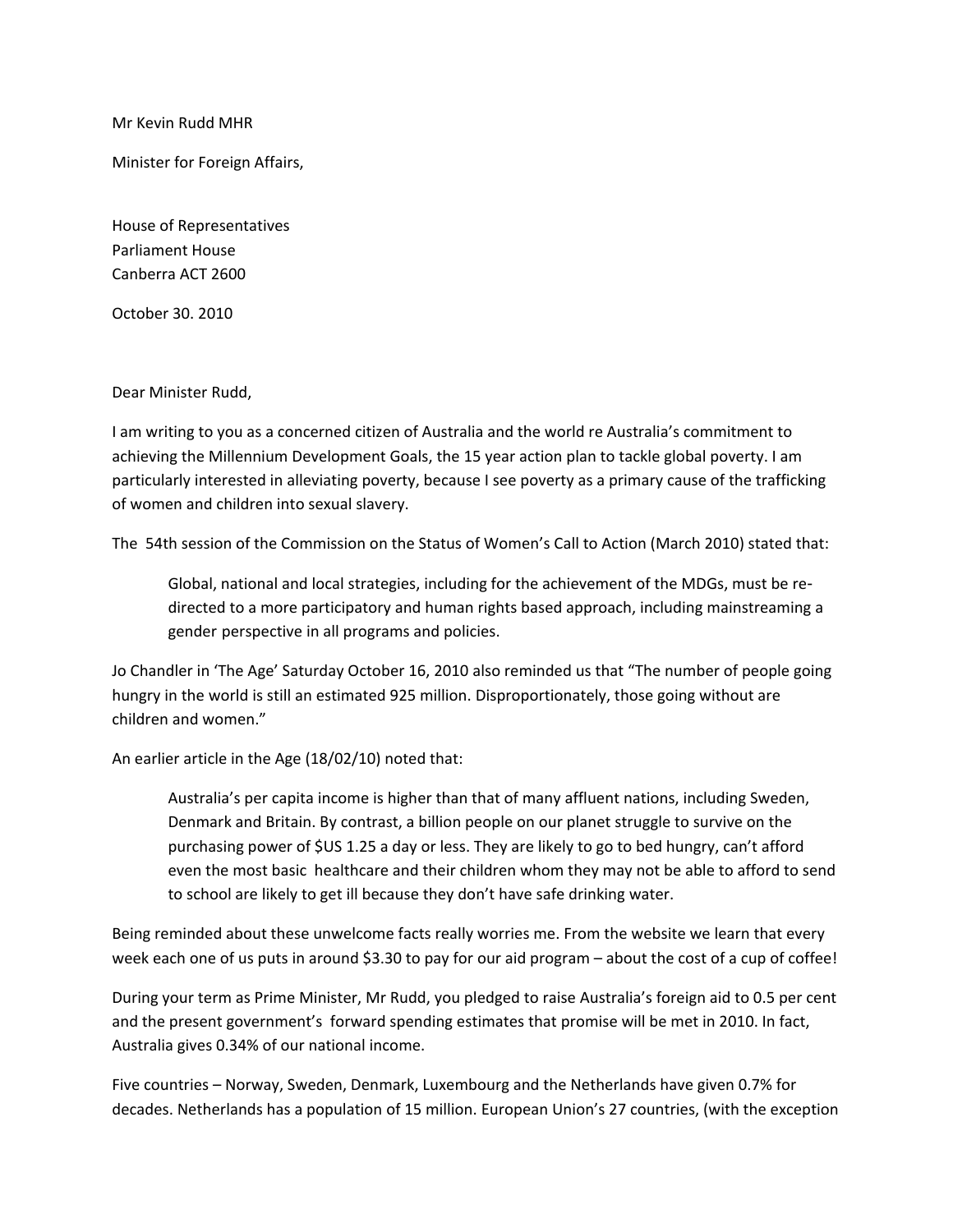Mr Kevin Rudd MHR

Minister for Foreign Affairs,

House of Representatives
Parliament House
Canberra ACT 2600

October 30. 2010

Dear Minister Rudd,

I am writing to you as a concerned citizen of Australia and the world re Australia's commitment to achieving the Millennium Development Goals, the 15 year action plan to tackle global poverty. I am particularly interested in alleviating poverty, because I see poverty as a primary cause of the trafficking of women and children into sexual slavery.

The 54th session of the Commission on the Status of Women's Call to Action (March 2010) stated that:

> Global, national and local strategies, including for the achievement of the MDGs, must be re-directed to a more participatory and human rights based approach, including mainstreaming a gender perspective in all programs and policies.

Jo Chandler in 'The Age' Saturday October 16, 2010 also reminded us that "The number of people going hungry in the world is still an estimated 925 million. Disproportionately, those going without are children and women."

An earlier article in the Age (18/02/10) noted that:

> Australia's per capita income is higher than that of many affluent nations, including Sweden, Denmark and Britain. By contrast, a billion people on our planet struggle to survive on the purchasing power of $US 1.25 a day or less. They are likely to go to bed hungry, can't afford even the most basic healthcare and their children whom they may not be able to afford to send to school are likely to get ill because they don't have safe drinking water.

Being reminded about these unwelcome facts really worries me. From the website we learn that every week each one of us puts in around $3.30 to pay for our aid program – about the cost of a cup of coffee!

During your term as Prime Minister, Mr Rudd, you pledged to raise Australia's foreign aid to 0.5 per cent and the present government's forward spending estimates that promise will be met in 2010. In fact, Australia gives 0.34% of our national income.

Five countries – Norway, Sweden, Denmark, Luxembourg and the Netherlands have given 0.7% for decades. Netherlands has a population of 15 million. European Union's 27 countries, (with the exception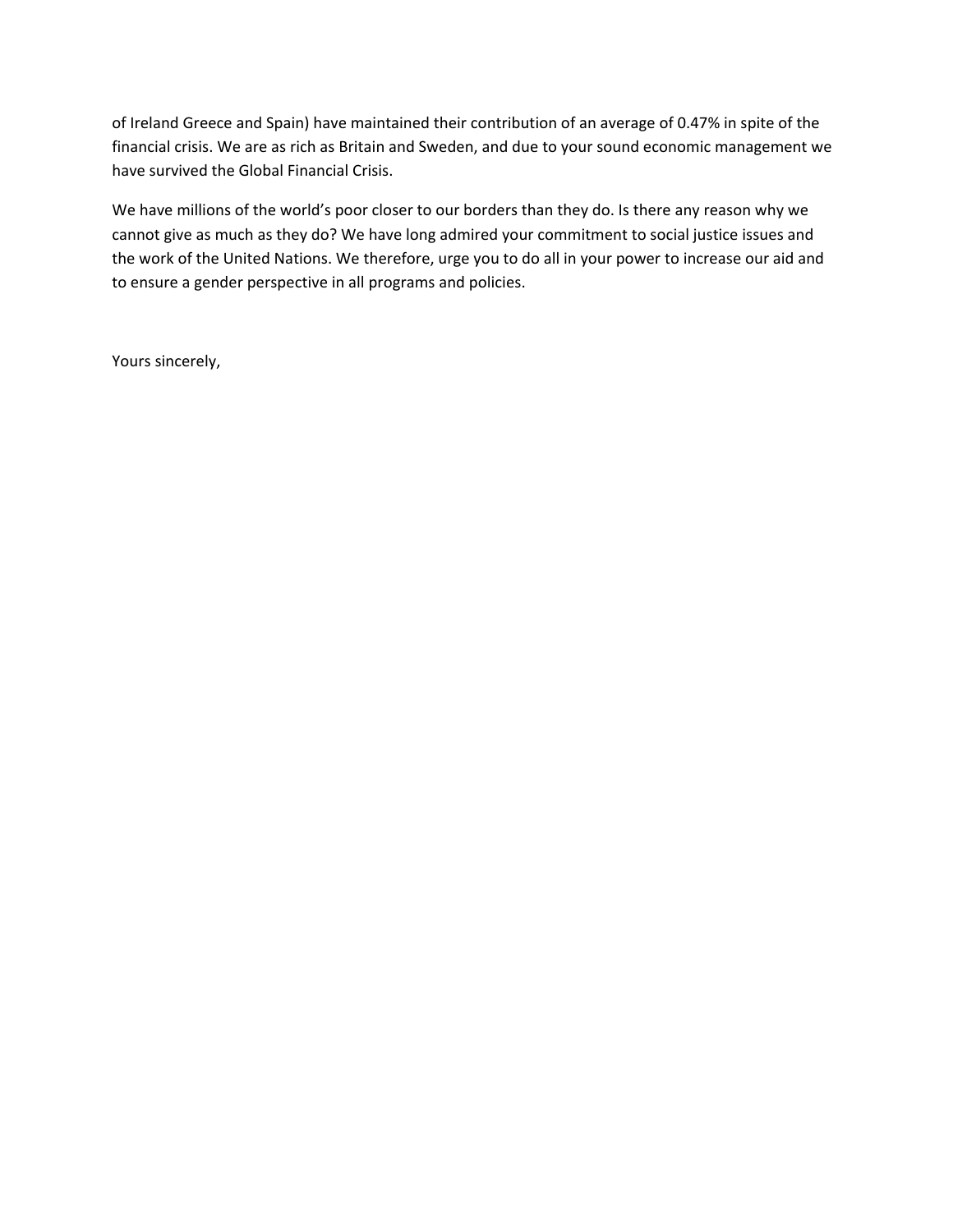of Ireland Greece and Spain) have maintained their contribution of an average of 0.47% in spite of the financial crisis. We are as rich as Britain and Sweden, and due to your sound economic management we have survived the Global Financial Crisis.

We have millions of the world's poor closer to our borders than they do. Is there any reason why we cannot give as much as they do? We have long admired your commitment to social justice issues and the work of the United Nations. We therefore, urge you to do all in your power to increase our aid and to ensure a gender perspective in all programs and policies.

Yours sincerely,